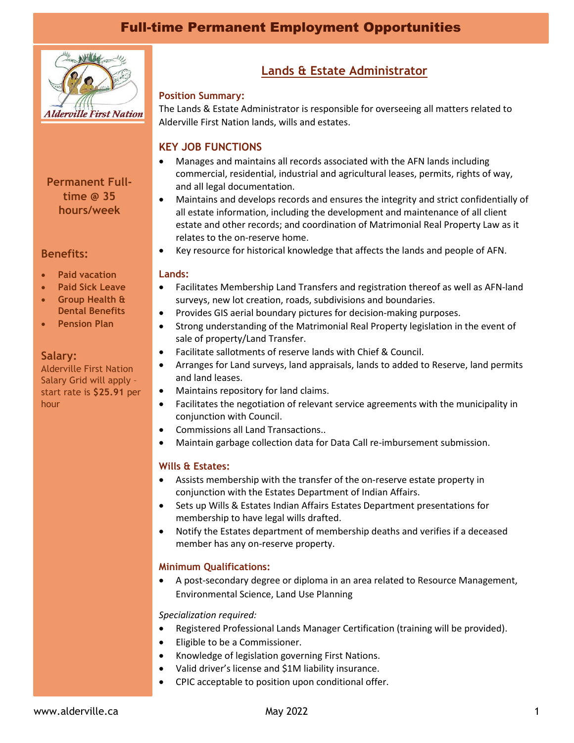# Full-time Permanent Employment Opportunities

Alderville First Nation

**Permanent Full-time @ 35 hours/week**

### Benefits:

- **Paid vacation**
- **Paid Sick Leave**
- **Group Health & Dental Benefits**
- **Pension Plan**

### Salary:

Alderville First Nation Salary Grid will apply – start rate is **$25.91** per hour

## Lands & Estate Administrator

**Position Summary:**

The Lands & Estate Administrator is responsible for overseeing all matters related to Alderville First Nation lands, wills and estates.

### KEY JOB FUNCTIONS

- Manages and maintains all records associated with the AFN lands including commercial, residential, industrial and agricultural leases, permits, rights of way, and all legal documentation.
- Maintains and develops records and ensures the integrity and strict confidentially of all estate information, including the development and maintenance of all client estate and other records; and coordination of Matrimonial Real Property Law as it relates to the on-reserve home.
- Key resource for historical knowledge that affects the lands and people of AFN.

**Lands:**

- Facilitates Membership Land Transfers and registration thereof as well as AFN-land surveys, new lot creation, roads, subdivisions and boundaries.
- Provides GIS aerial boundary pictures for decision-making purposes.
- Strong understanding of the Matrimonial Real Property legislation in the event of sale of property/Land Transfer.
- Facilitate sallotments of reserve lands with Chief & Council.
- Arranges for Land surveys, land appraisals, lands to added to Reserve, land permits and land leases.
- Maintains repository for land claims.
- Facilitates the negotiation of relevant service agreements with the municipality in conjunction with Council.
- Commissions all Land Transactions..
- Maintain garbage collection data for Data Call re-imbursement submission.

**Wills & Estates:**

- Assists membership with the transfer of the on-reserve estate property in conjunction with the Estates Department of Indian Affairs.
- Sets up Wills & Estates Indian Affairs Estates Department presentations for membership to have legal wills drafted.
- Notify the Estates department of membership deaths and verifies if a deceased member has any on-reserve property.

**Minimum Qualifications:**

- A post-secondary degree or diploma in an area related to Resource Management, Environmental Science, Land Use Planning

*Specialization required:*

- Registered Professional Lands Manager Certification (training will be provided).
- Eligible to be a Commissioner.
- Knowledge of legislation governing First Nations.
- Valid driver's license and $1M liability insurance.
- CPIC acceptable to position upon conditional offer.

www.alderville.ca May 2022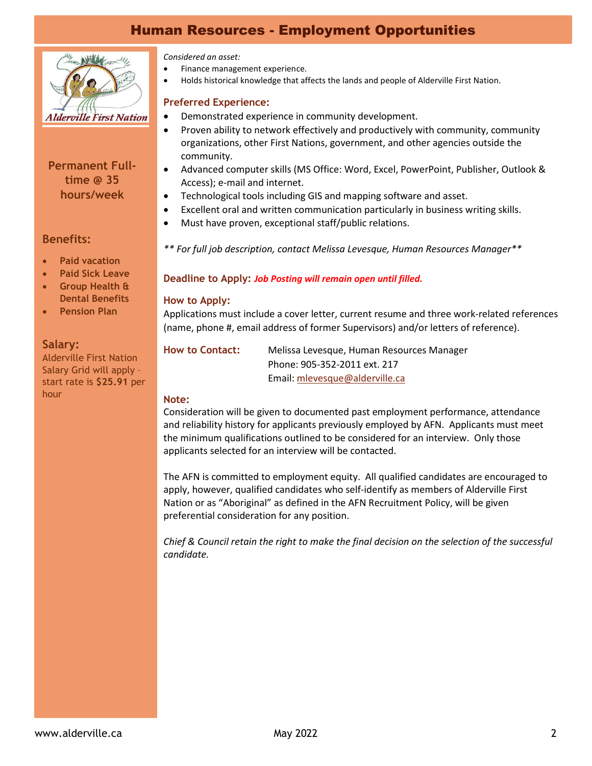# Human Resources - Employment Opportunities

Alderville First Nation

**Permanent Full-time @ 35 hours/week**

## Benefits:

- **Paid vacation**
- **Paid Sick Leave**
- **Group Health & Dental Benefits**
- **Pension Plan**

## Salary:

Alderville First Nation Salary Grid will apply – start rate is **$25.91** per hour

*Considered an asset:*

- Finance management experience.
- Holds historical knowledge that affects the lands and people of Alderville First Nation.

### Preferred Experience:

- Demonstrated experience in community development.
- Proven ability to network effectively and productively with community, community organizations, other First Nations, government, and other agencies outside the community.
- Advanced computer skills (MS Office: Word, Excel, PowerPoint, Publisher, Outlook & Access); e-mail and internet.
- Technological tools including GIS and mapping software and asset.
- Excellent oral and written communication particularly in business writing skills.
- Must have proven, exceptional staff/public relations.

*** For full job description, contact Melissa Levesque, Human Resources Manager***

**Deadline to Apply:** ***Job Posting will remain open until filled.***

**How to Apply:**

Applications must include a cover letter, current resume and three work-related references (name, phone #, email address of former Supervisors) and/or letters of reference).

**How to Contact:**

Melissa Levesque, Human Resources Manager
Phone: 905-352-2011 ext. 217
Email: mlevesque@alderville.ca

**Note:**

Consideration will be given to documented past employment performance, attendance and reliability history for applicants previously employed by AFN. Applicants must meet the minimum qualifications outlined to be considered for an interview. Only those applicants selected for an interview will be contacted.

The AFN is committed to employment equity. All qualified candidates are encouraged to apply, however, qualified candidates who self-identify as members of Alderville First Nation or as "Aboriginal" as defined in the AFN Recruitment Policy, will be given preferential consideration for any position.

*Chief & Council retain the right to make the final decision on the selection of the successful candidate.*